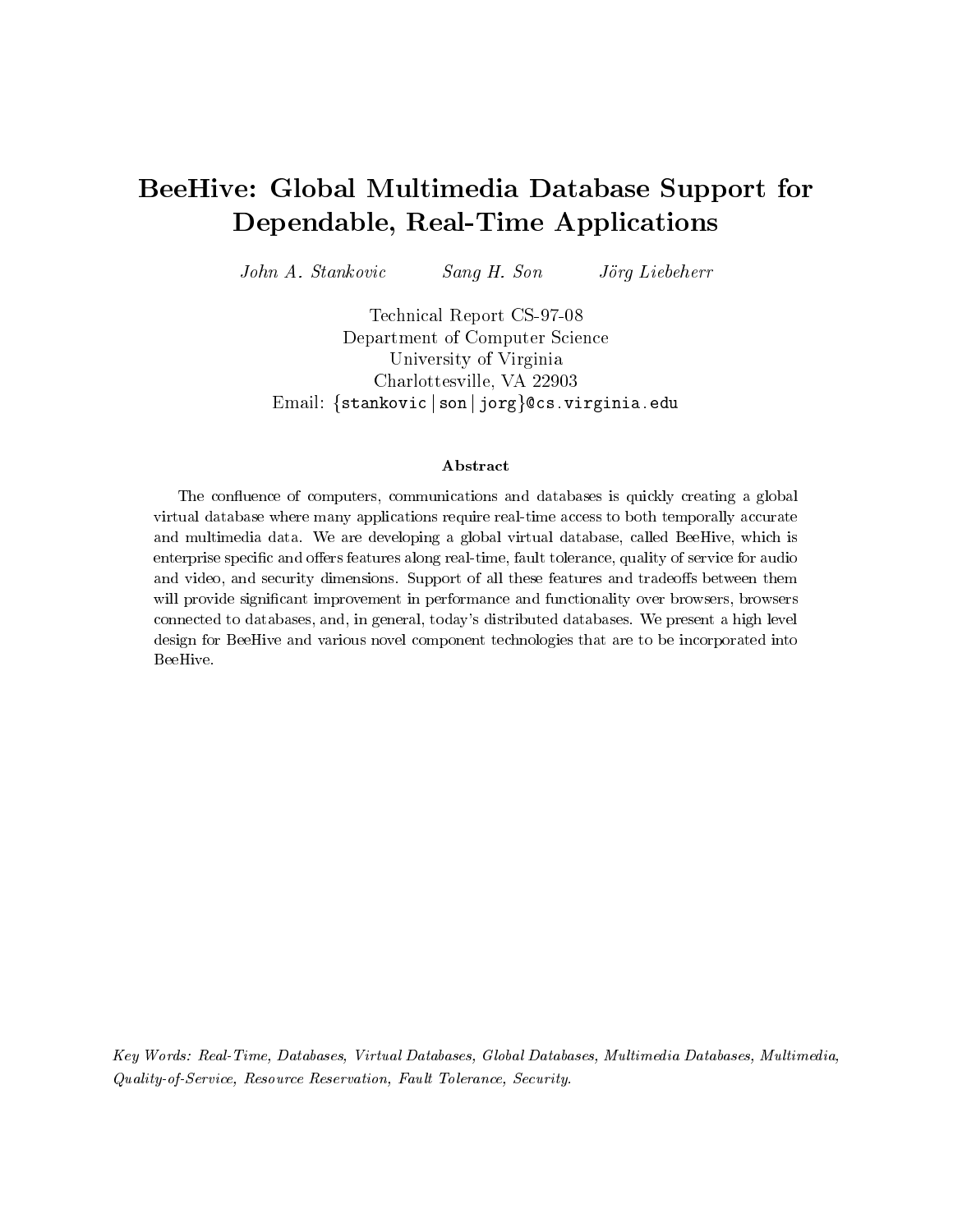# BeeHive: Global Multimedia Database Support for Dependable, Real-Time Applications

*John A. Stankovic* *Sang H. Son* *Jörg Liebeherr*

Technical Report CS-97-08
Department of Computer Science
University of Virginia
Charlottesville, VA 22903
Email: {stankovic | son | jorg}@cs.virginia.edu

### Abstract

The confluence of computers, communications and databases is quickly creating a global virtual database where many applications require real-time access to both temporally accurate and multimedia data. We are developing a global virtual database, called BeeHive, which is enterprise specific and offers features along real-time, fault tolerance, quality of service for audio and video, and security dimensions. Support of all these features and tradeoffs between them will provide significant improvement in performance and functionality over browsers, browsers connected to databases, and, in general, today's distributed databases. We present a high level design for BeeHive and various novel component technologies that are to be incorporated into BeeHive.

*Key Words: Real-Time, Databases, Virtual Databases, Global Databases, Multimedia Databases, Multimedia, Quality-of-Service, Resource Reservation, Fault Tolerance, Security.*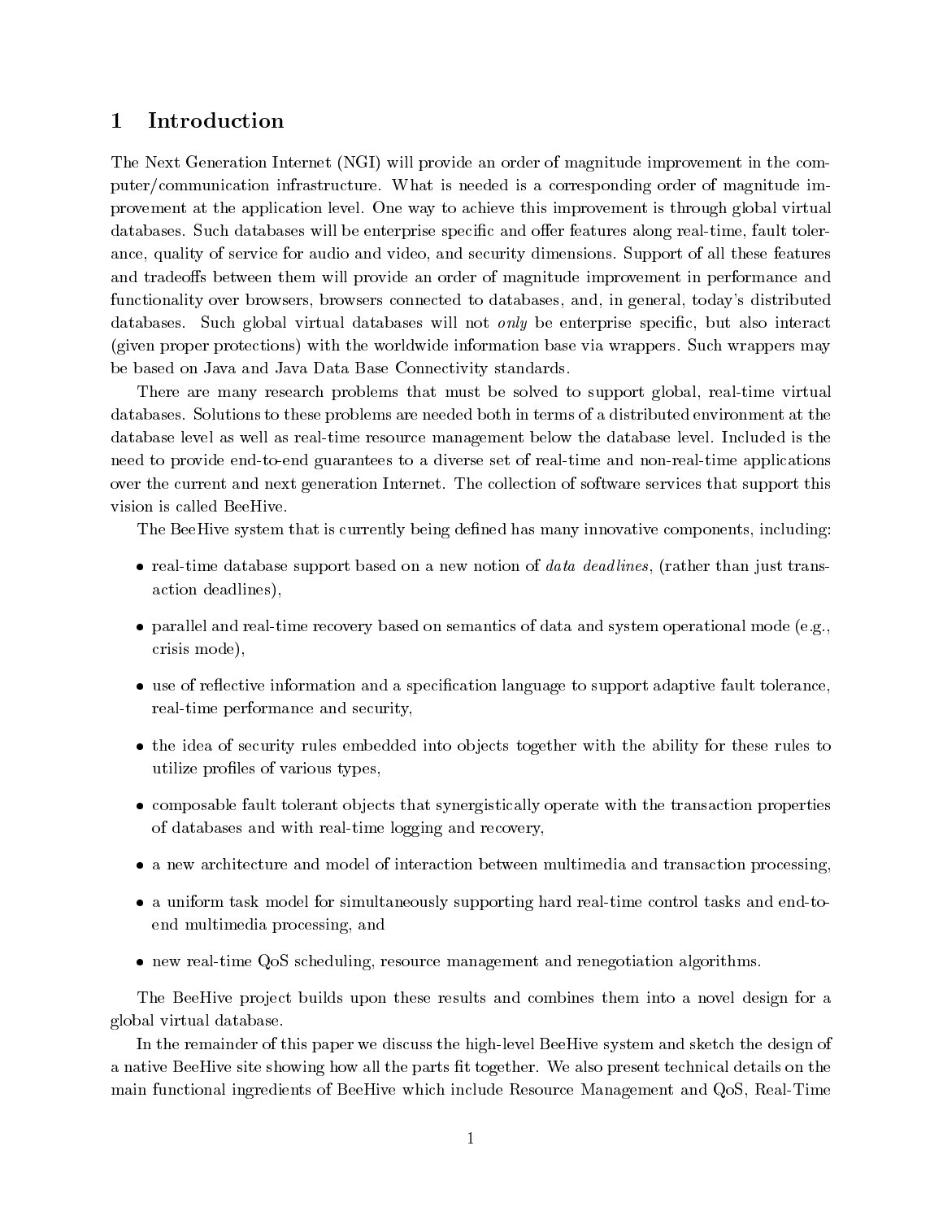# 1 Introduction

The Next Generation Internet (NGI) will provide an order of magnitude improvement in the computer/communication infrastructure. What is needed is a corresponding order of magnitude improvement at the application level. One way to achieve this improvement is through global virtual databases. Such databases will be enterprise specific and offer features along real-time, fault tolerance, quality of service for audio and video, and security dimensions. Support of all these features and tradeoffs between them will provide an order of magnitude improvement in performance and functionality over browsers, browsers connected to databases, and, in general, today's distributed databases. Such global virtual databases will not *only* be enterprise specific, but also interact (given proper protections) with the worldwide information base via wrappers. Such wrappers may be based on Java and Java Data Base Connectivity standards.

There are many research problems that must be solved to support global, real-time virtual databases. Solutions to these problems are needed both in terms of a distributed environment at the database level as well as real-time resource management below the database level. Included is the need to provide end-to-end guarantees to a diverse set of real-time and non-real-time applications over the current and next generation Internet. The collection of software services that support this vision is called BeeHive.

The BeeHive system that is currently being defined has many innovative components, including:

- real-time database support based on a new notion of *data deadlines*, (rather than just transaction deadlines),
- parallel and real-time recovery based on semantics of data and system operational mode (e.g., crisis mode),
- use of reflective information and a specification language to support adaptive fault tolerance, real-time performance and security,
- the idea of security rules embedded into objects together with the ability for these rules to utilize profiles of various types,
- composable fault tolerant objects that synergistically operate with the transaction properties of databases and with real-time logging and recovery,
- a new architecture and model of interaction between multimedia and transaction processing,
- a uniform task model for simultaneously supporting hard real-time control tasks and end-to-end multimedia processing, and
- new real-time QoS scheduling, resource management and renegotiation algorithms.

The BeeHive project builds upon these results and combines them into a novel design for a global virtual database.

In the remainder of this paper we discuss the high-level BeeHive system and sketch the design of a native BeeHive site showing how all the parts fit together. We also present technical details on the main functional ingredients of BeeHive which include Resource Management and QoS, Real-Time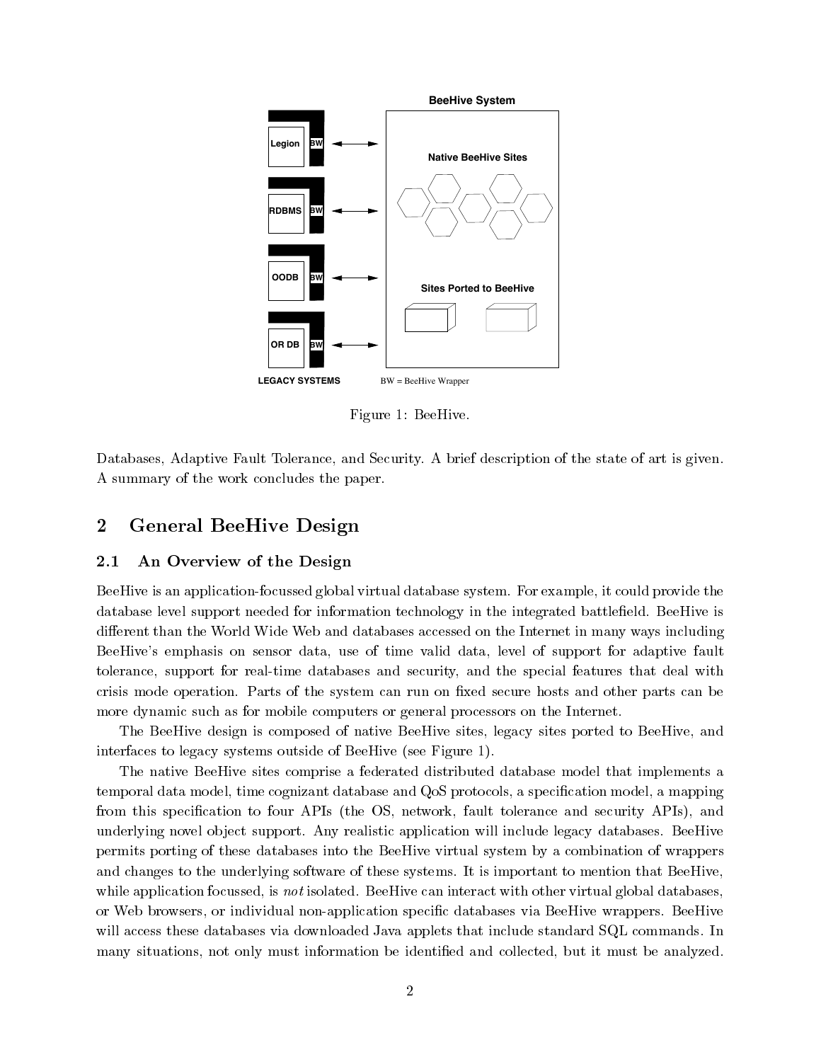BeeHive System

Native BeeHive Sites

Sites Ported to BeeHive

Legion BW

RDBMS BW

OODB BW

OR DB BW

LEGACY SYSTEMS

BW = BeeHive Wrapper

Figure 1: BeeHive.

Databases, Adaptive Fault Tolerance, and Security. A brief description of the state of art is given. A summary of the work concludes the paper.

## 2 General BeeHive Design

### 2.1 An Overview of the Design

BeeHive is an application-focussed global virtual database system. For example, it could provide the database level support needed for information technology in the integrated battlefield. BeeHive is different than the World Wide Web and databases accessed on the Internet in many ways including BeeHive's emphasis on sensor data, use of time valid data, level of support for adaptive fault tolerance, support for real-time databases and security, and the special features that deal with crisis mode operation. Parts of the system can run on fixed secure hosts and other parts can be more dynamic such as for mobile computers or general processors on the Internet.

The BeeHive design is composed of native BeeHive sites, legacy sites ported to BeeHive, and interfaces to legacy systems outside of BeeHive (see Figure 1).

The native BeeHive sites comprise a federated distributed database model that implements a temporal data model, time cognizant database and QoS protocols, a specification model, a mapping from this specification to four APIs (the OS, network, fault tolerance and security APIs), and underlying novel object support. Any realistic application will include legacy databases. BeeHive permits porting of these databases into the BeeHive virtual system by a combination of wrappers and changes to the underlying software of these systems. It is important to mention that BeeHive, while application focussed, is *not* isolated. BeeHive can interact with other virtual global databases, or Web browsers, or individual non-application specific databases via BeeHive wrappers. BeeHive will access these databases via downloaded Java applets that include standard SQL commands. In many situations, not only must information be identified and collected, but it must be analyzed.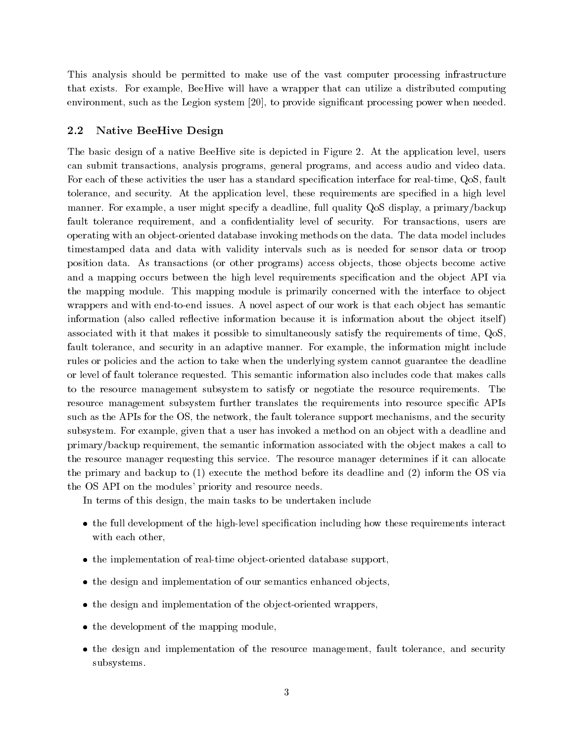This analysis should be permitted to make use of the vast computer processing infrastructure that exists. For example, BeeHive will have a wrapper that can utilize a distributed computing environment, such as the Legion system [20], to provide significant processing power when needed.

## 2.2 Native BeeHive Design

The basic design of a native BeeHive site is depicted in Figure 2. At the application level, users can submit transactions, analysis programs, general programs, and access audio and video data. For each of these activities the user has a standard specification interface for real-time, QoS, fault tolerance, and security. At the application level, these requirements are specified in a high level manner. For example, a user might specify a deadline, full quality QoS display, a primary/backup fault tolerance requirement, and a confidentiality level of security. For transactions, users are operating with an object-oriented database invoking methods on the data. The data model includes timestamped data and data with validity intervals such as is needed for sensor data or troop position data. As transactions (or other programs) access objects, those objects become active and a mapping occurs between the high level requirements specification and the object API via the mapping module. This mapping module is primarily concerned with the interface to object wrappers and with end-to-end issues. A novel aspect of our work is that each object has semantic information (also called reflective information because it is information about the object itself) associated with it that makes it possible to simultaneously satisfy the requirements of time, QoS, fault tolerance, and security in an adaptive manner. For example, the information might include rules or policies and the action to take when the underlying system cannot guarantee the deadline or level of fault tolerance requested. This semantic information also includes code that makes calls to the resource management subsystem to satisfy or negotiate the resource requirements. The resource management subsystem further translates the requirements into resource specific APIs such as the APIs for the OS, the network, the fault tolerance support mechanisms, and the security subsystem. For example, given that a user has invoked a method on an object with a deadline and primary/backup requirement, the semantic information associated with the object makes a call to the resource manager requesting this service. The resource manager determines if it can allocate the primary and backup to (1) execute the method before its deadline and (2) inform the OS via the OS API on the modules' priority and resource needs.

In terms of this design, the main tasks to be undertaken include

- the full development of the high-level specification including how these requirements interact with each other,
- the implementation of real-time object-oriented database support,
- the design and implementation of our semantics enhanced objects,
- the design and implementation of the object-oriented wrappers,
- the development of the mapping module,
- the design and implementation of the resource management, fault tolerance, and security subsystems.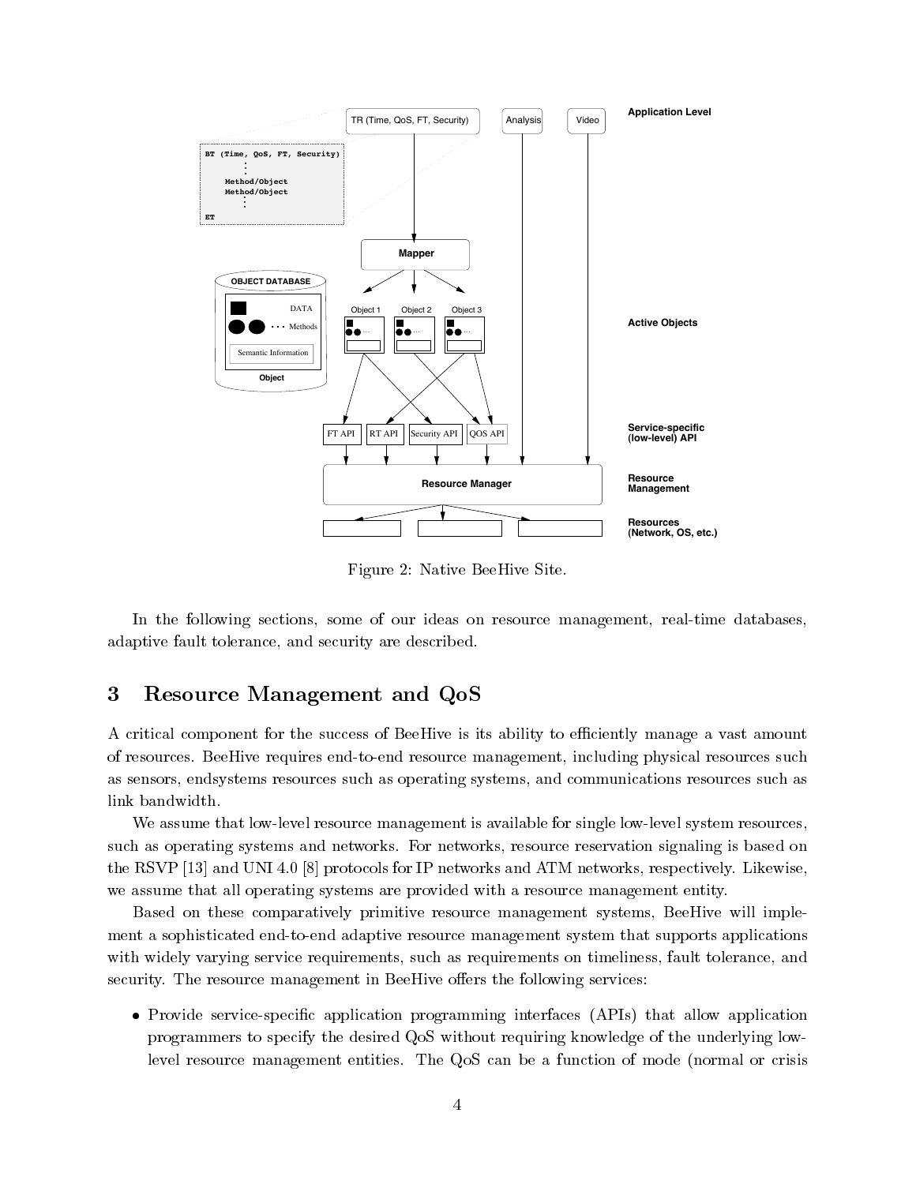Figure 2: Native BeeHive Site.

In the following sections, some of our ideas on resource management, real-time databases, adaptive fault tolerance, and security are described.

## 3 Resource Management and QoS

A critical component for the success of BeeHive is its ability to efficiently manage a vast amount of resources. BeeHive requires end-to-end resource management, including physical resources such as sensors, endsystems resources such as operating systems, and communications resources such as link bandwidth.

We assume that low-level resource management is available for single low-level system resources, such as operating systems and networks. For networks, resource reservation signaling is based on the RSVP [13] and UNI 4.0 [8] protocols for IP networks and ATM networks, respectively. Likewise, we assume that all operating systems are provided with a resource management entity.

Based on these comparatively primitive resource management systems, BeeHive will implement a sophisticated end-to-end adaptive resource management system that supports applications with widely varying service requirements, such as requirements on timeliness, fault tolerance, and security. The resource management in BeeHive offers the following services:

- Provide service-specific application programming interfaces (APIs) that allow application programmers to specify the desired QoS without requiring knowledge of the underlying low-level resource management entities. The QoS can be a function of mode (normal or crisis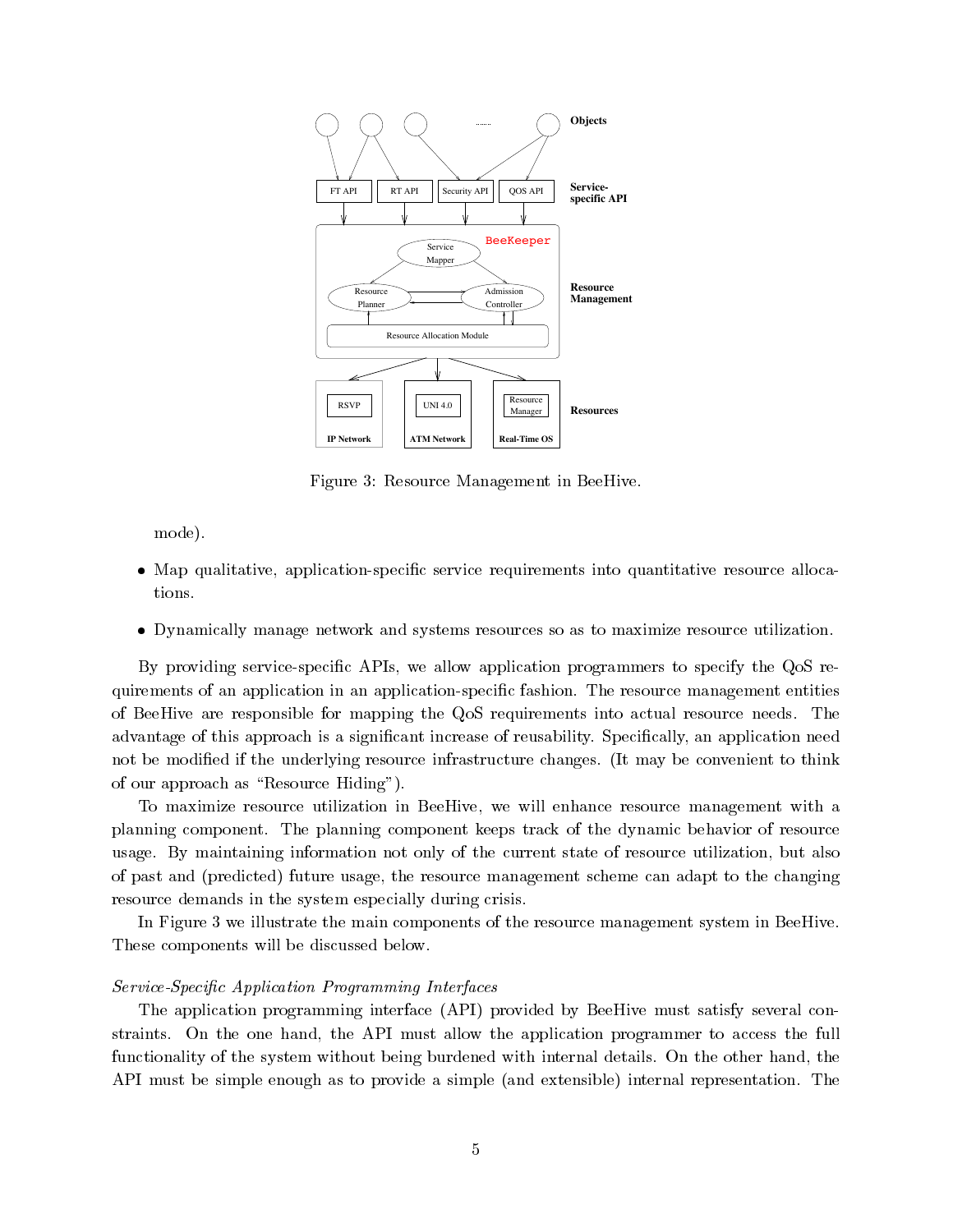Figure 3: Resource Management in BeeHive.

mode).

- Map qualitative, application-specific service requirements into quantitative resource allocations.
- Dynamically manage network and systems resources so as to maximize resource utilization.

By providing service-specific APIs, we allow application programmers to specify the QoS requirements of an application in an application-specific fashion. The resource management entities of BeeHive are responsible for mapping the QoS requirements into actual resource needs. The advantage of this approach is a significant increase of reusability. Specifically, an application need not be modified if the underlying resource infrastructure changes. (It may be convenient to think of our approach as "Resource Hiding").

To maximize resource utilization in BeeHive, we will enhance resource management with a planning component. The planning component keeps track of the dynamic behavior of resource usage. By maintaining information not only of the current state of resource utilization, but also of past and (predicted) future usage, the resource management scheme can adapt to the changing resource demands in the system especially during crisis.

In Figure 3 we illustrate the main components of the resource management system in BeeHive. These components will be discussed below.

*Service-Specific Application Programming Interfaces*

The application programming interface (API) provided by BeeHive must satisfy several constraints. On the one hand, the API must allow the application programmer to access the full functionality of the system without being burdened with internal details. On the other hand, the API must be simple enough as to provide a simple (and extensible) internal representation. The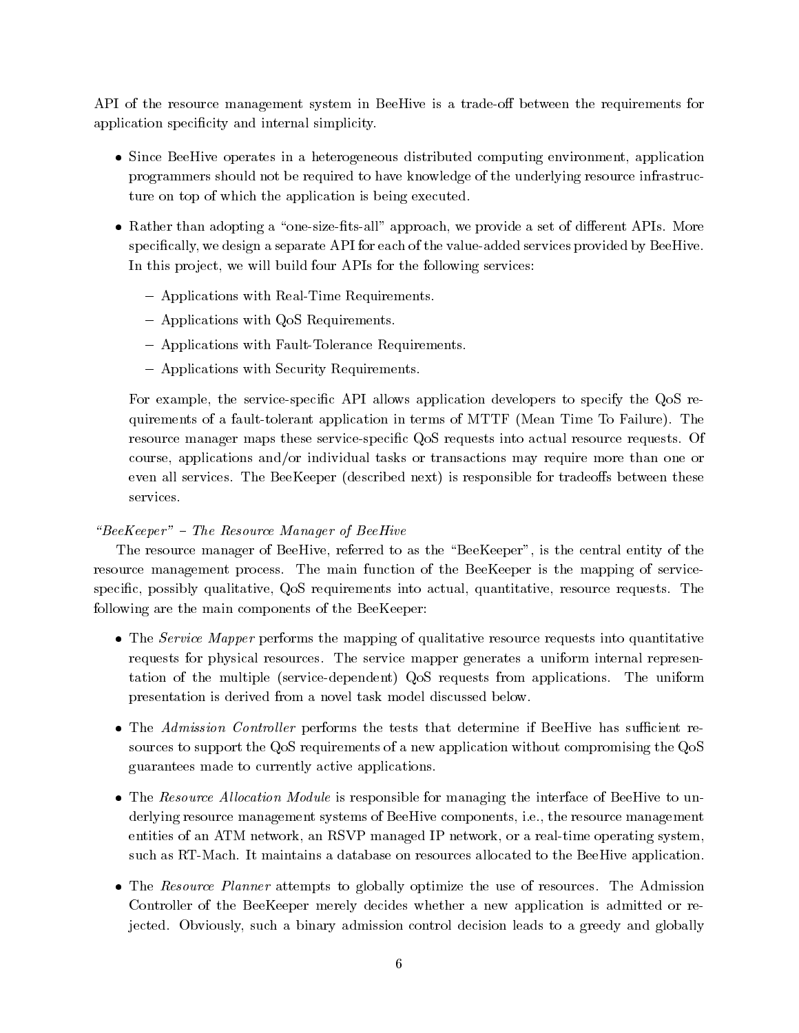API of the resource management system in BeeHive is a trade-off between the requirements for application specificity and internal simplicity.

- Since BeeHive operates in a heterogeneous distributed computing environment, application programmers should not be required to have knowledge of the underlying resource infrastructure on top of which the application is being executed.
- Rather than adopting a "one-size-fits-all" approach, we provide a set of different APIs. More specifically, we design a separate API for each of the value-added services provided by BeeHive. In this project, we will build four APIs for the following services:
  - Applications with Real-Time Requirements.
  - Applications with QoS Requirements.
  - Applications with Fault-Tolerance Requirements.
  - Applications with Security Requirements.

  For example, the service-specific API allows application developers to specify the QoS requirements of a fault-tolerant application in terms of MTTF (Mean Time To Failure). The resource manager maps these service-specific QoS requests into actual resource requests. Of course, applications and/or individual tasks or transactions may require more than one or even all services. The BeeKeeper (described next) is responsible for tradeoffs between these services.

*"BeeKeeper" – The Resource Manager of BeeHive*

The resource manager of BeeHive, referred to as the "BeeKeeper", is the central entity of the resource management process. The main function of the BeeKeeper is the mapping of service-specific, possibly qualitative, QoS requirements into actual, quantitative, resource requests. The following are the main components of the BeeKeeper:

- The *Service Mapper* performs the mapping of qualitative resource requests into quantitative requests for physical resources. The service mapper generates a uniform internal representation of the multiple (service-dependent) QoS requests from applications. The uniform presentation is derived from a novel task model discussed below.
- The *Admission Controller* performs the tests that determine if BeeHive has sufficient resources to support the QoS requirements of a new application without compromising the QoS guarantees made to currently active applications.
- The *Resource Allocation Module* is responsible for managing the interface of BeeHive to underlying resource management systems of BeeHive components, i.e., the resource management entities of an ATM network, an RSVP managed IP network, or a real-time operating system, such as RT-Mach. It maintains a database on resources allocated to the BeeHive application.
- The *Resource Planner* attempts to globally optimize the use of resources. The Admission Controller of the BeeKeeper merely decides whether a new application is admitted or rejected. Obviously, such a binary admission control decision leads to a greedy and globally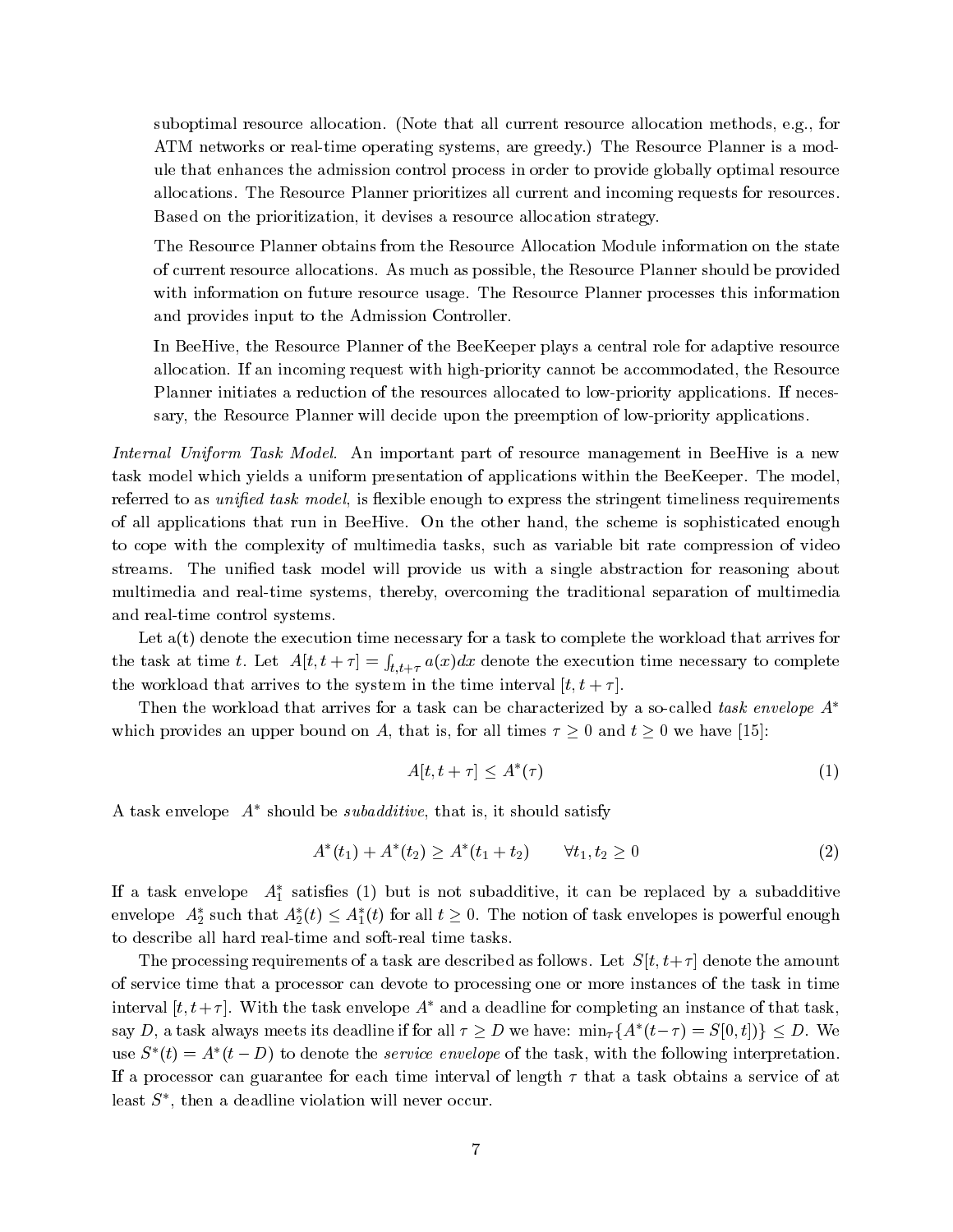suboptimal resource allocation. (Note that all current resource allocation methods, e.g., for ATM networks or real-time operating systems, are greedy.) The Resource Planner is a module that enhances the admission control process in order to provide globally optimal resource allocations. The Resource Planner prioritizes all current and incoming requests for resources. Based on the prioritization, it devises a resource allocation strategy.

The Resource Planner obtains from the Resource Allocation Module information on the state of current resource allocations. As much as possible, the Resource Planner should be provided with information on future resource usage. The Resource Planner processes this information and provides input to the Admission Controller.

In BeeHive, the Resource Planner of the BeeKeeper plays a central role for adaptive resource allocation. If an incoming request with high-priority cannot be accommodated, the Resource Planner initiates a reduction of the resources allocated to low-priority applications. If necessary, the Resource Planner will decide upon the preemption of low-priority applications.

*Internal Uniform Task Model.* An important part of resource management in BeeHive is a new task model which yields a uniform presentation of applications within the BeeKeeper. The model, referred to as *unified task model*, is flexible enough to express the stringent timeliness requirements of all applications that run in BeeHive. On the other hand, the scheme is sophisticated enough to cope with the complexity of multimedia tasks, such as variable bit rate compression of video streams. The unified task model will provide us with a single abstraction for reasoning about multimedia and real-time systems, thereby, overcoming the traditional separation of multimedia and real-time control systems.

Let a(t) denote the execution time necessary for a task to complete the workload that arrives for the task at time $t$. Let $A[t, t+\tau] = \int_{t,t+\tau} a(x)dx$ denote the execution time necessary to complete the workload that arrives to the system in the time interval $[t, t+\tau]$.

Then the workload that arrives for a task can be characterized by a so-called *task envelope* $A^*$ which provides an upper bound on $A$, that is, for all times $\tau \geq 0$ and $t \geq 0$ we have [15]:

$$A[t, t+\tau] \leq A^*(\tau) \tag{1}$$

A task envelope $A^*$ should be *subadditive*, that is, it should satisfy

$$A^*(t_1) + A^*(t_2) \geq A^*(t_1 + t_2) \qquad \forall t_1, t_2 \geq 0 \tag{2}$$

If a task envelope $A_1^*$ satisfies (1) but is not subadditive, it can be replaced by a subadditive envelope $A_2^*$ such that $A_2^*(t) \leq A_1^*(t)$ for all $t \geq 0$. The notion of task envelopes is powerful enough to describe all hard real-time and soft-real time tasks.

The processing requirements of a task are described as follows. Let $S[t, t+\tau]$ denote the amount of service time that a processor can devote to processing one or more instances of the task in time interval $[t, t+\tau]$. With the task envelope $A^*$ and a deadline for completing an instance of that task, say $D$, a task always meets its deadline if for all $\tau \geq D$ we have: $\min_\tau\{A^*(t-\tau) = S[0,t])\} \leq D$. We use $S^*(t) = A^*(t-D)$ to denote the *service envelope* of the task, with the following interpretation. If a processor can guarantee for each time interval of length $\tau$ that a task obtains a service of at least $S^*$, then a deadline violation will never occur.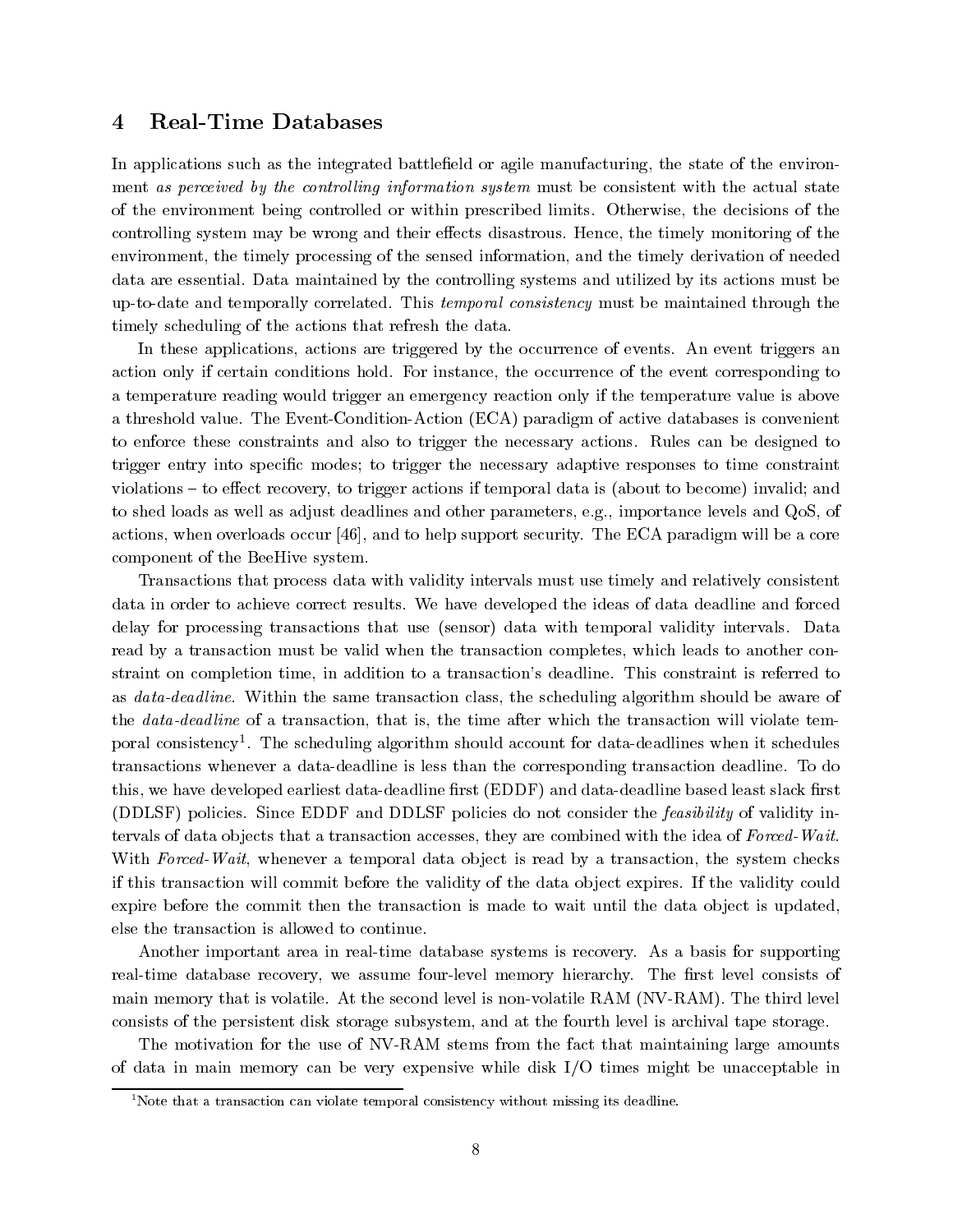## 4 Real-Time Databases

In applications such as the integrated battlefield or agile manufacturing, the state of the environment *as perceived by the controlling information system* must be consistent with the actual state of the environment being controlled or within prescribed limits. Otherwise, the decisions of the controlling system may be wrong and their effects disastrous. Hence, the timely monitoring of the environment, the timely processing of the sensed information, and the timely derivation of needed data are essential. Data maintained by the controlling systems and utilized by its actions must be up-to-date and temporally correlated. This *temporal consistency* must be maintained through the timely scheduling of the actions that refresh the data.

In these applications, actions are triggered by the occurrence of events. An event triggers an action only if certain conditions hold. For instance, the occurrence of the event corresponding to a temperature reading would trigger an emergency reaction only if the temperature value is above a threshold value. The Event-Condition-Action (ECA) paradigm of active databases is convenient to enforce these constraints and also to trigger the necessary actions. Rules can be designed to trigger entry into specific modes; to trigger the necessary adaptive responses to time constraint violations – to effect recovery, to trigger actions if temporal data is (about to become) invalid; and to shed loads as well as adjust deadlines and other parameters, e.g., importance levels and QoS, of actions, when overloads occur [46], and to help support security. The ECA paradigm will be a core component of the BeeHive system.

Transactions that process data with validity intervals must use timely and relatively consistent data in order to achieve correct results. We have developed the ideas of data deadline and forced delay for processing transactions that use (sensor) data with temporal validity intervals. Data read by a transaction must be valid when the transaction completes, which leads to another constraint on completion time, in addition to a transaction's deadline. This constraint is referred to as *data-deadline*. Within the same transaction class, the scheduling algorithm should be aware of the *data-deadline* of a transaction, that is, the time after which the transaction will violate temporal consistency[1]. The scheduling algorithm should account for data-deadlines when it schedules transactions whenever a data-deadline is less than the corresponding transaction deadline. To do this, we have developed earliest data-deadline first (EDDF) and data-deadline based least slack first (DDLSF) policies. Since EDDF and DDLSF policies do not consider the *feasibility* of validity intervals of data objects that a transaction accesses, they are combined with the idea of *Forced-Wait*. With *Forced-Wait*, whenever a temporal data object is read by a transaction, the system checks if this transaction will commit before the validity of the data object expires. If the validity could expire before the commit then the transaction is made to wait until the data object is updated, else the transaction is allowed to continue.

Another important area in real-time database systems is recovery. As a basis for supporting real-time database recovery, we assume four-level memory hierarchy. The first level consists of main memory that is volatile. At the second level is non-volatile RAM (NV-RAM). The third level consists of the persistent disk storage subsystem, and at the fourth level is archival tape storage.

The motivation for the use of NV-RAM stems from the fact that maintaining large amounts of data in main memory can be very expensive while disk I/O times might be unacceptable in

[1] Note that a transaction can violate temporal consistency without missing its deadline.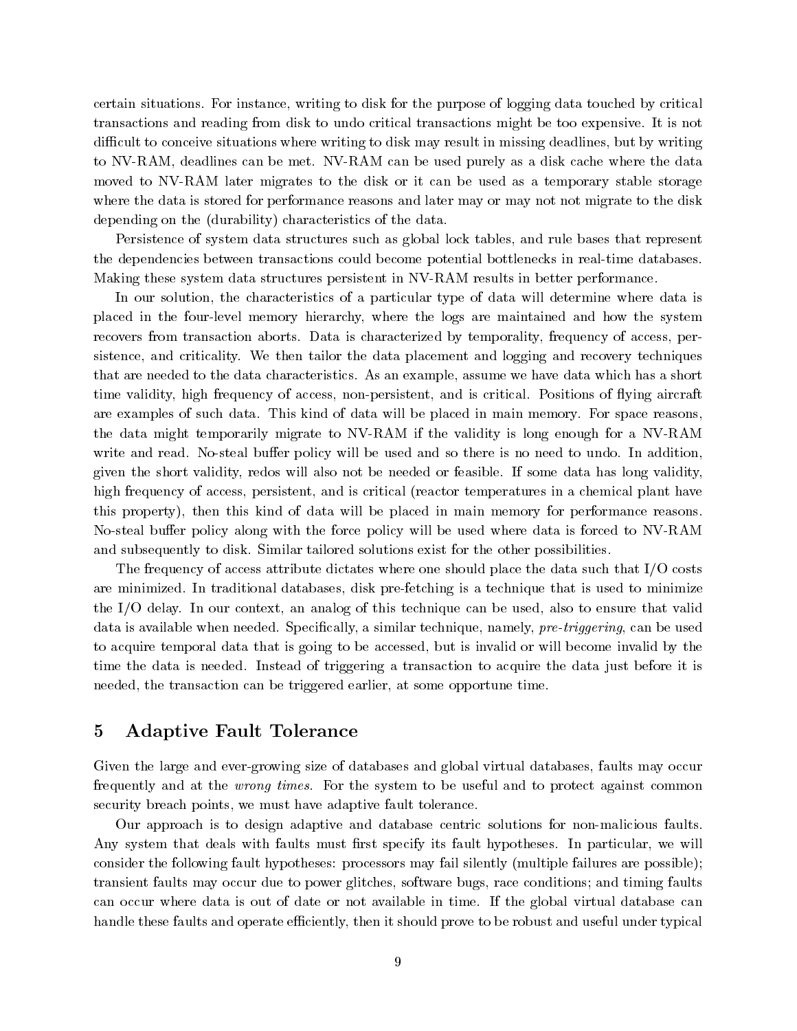certain situations. For instance, writing to disk for the purpose of logging data touched by critical transactions and reading from disk to undo critical transactions might be too expensive. It is not difficult to conceive situations where writing to disk may result in missing deadlines, but by writing to NV-RAM, deadlines can be met. NV-RAM can be used purely as a disk cache where the data moved to NV-RAM later migrates to the disk or it can be used as a temporary stable storage where the data is stored for performance reasons and later may or may not not migrate to the disk depending on the (durability) characteristics of the data.

Persistence of system data structures such as global lock tables, and rule bases that represent the dependencies between transactions could become potential bottlenecks in real-time databases. Making these system data structures persistent in NV-RAM results in better performance.

In our solution, the characteristics of a particular type of data will determine where data is placed in the four-level memory hierarchy, where the logs are maintained and how the system recovers from transaction aborts. Data is characterized by temporality, frequency of access, persistence, and criticality. We then tailor the data placement and logging and recovery techniques that are needed to the data characteristics. As an example, assume we have data which has a short time validity, high frequency of access, non-persistent, and is critical. Positions of flying aircraft are examples of such data. This kind of data will be placed in main memory. For space reasons, the data might temporarily migrate to NV-RAM if the validity is long enough for a NV-RAM write and read. No-steal buffer policy will be used and so there is no need to undo. In addition, given the short validity, redos will also not be needed or feasible. If some data has long validity, high frequency of access, persistent, and is critical (reactor temperatures in a chemical plant have this property), then this kind of data will be placed in main memory for performance reasons. No-steal buffer policy along with the force policy will be used where data is forced to NV-RAM and subsequently to disk. Similar tailored solutions exist for the other possibilities.

The frequency of access attribute dictates where one should place the data such that I/O costs are minimized. In traditional databases, disk pre-fetching is a technique that is used to minimize the I/O delay. In our context, an analog of this technique can be used, also to ensure that valid data is available when needed. Specifically, a similar technique, namely, *pre-triggering*, can be used to acquire temporal data that is going to be accessed, but is invalid or will become invalid by the time the data is needed. Instead of triggering a transaction to acquire the data just before it is needed, the transaction can be triggered earlier, at some opportune time.

## 5 Adaptive Fault Tolerance

Given the large and ever-growing size of databases and global virtual databases, faults may occur frequently and at the *wrong times*. For the system to be useful and to protect against common security breach points, we must have adaptive fault tolerance.

Our approach is to design adaptive and database centric solutions for non-malicious faults. Any system that deals with faults must first specify its fault hypotheses. In particular, we will consider the following fault hypotheses: processors may fail silently (multiple failures are possible); transient faults may occur due to power glitches, software bugs, race conditions; and timing faults can occur where data is out of date or not available in time. If the global virtual database can handle these faults and operate efficiently, then it should prove to be robust and useful under typical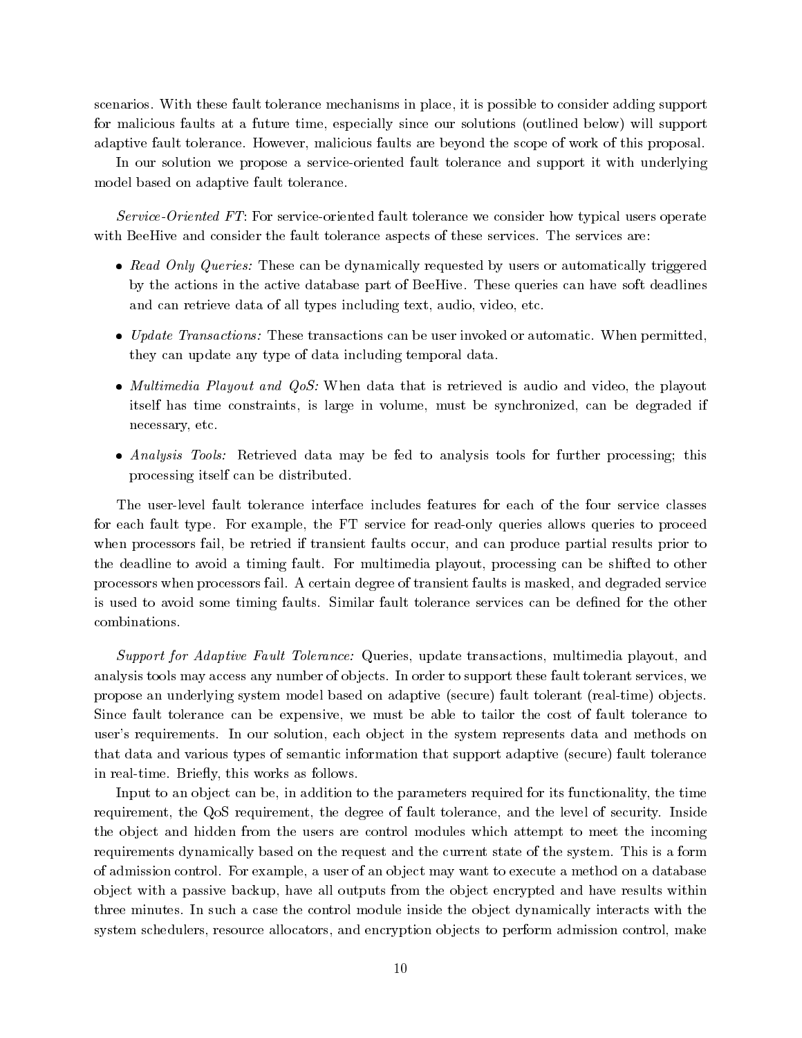scenarios. With these fault tolerance mechanisms in place, it is possible to consider adding support for malicious faults at a future time, especially since our solutions (outlined below) will support adaptive fault tolerance. However, malicious faults are beyond the scope of work of this proposal.

In our solution we propose a service-oriented fault tolerance and support it with underlying model based on adaptive fault tolerance.

*Service-Oriented FT*: For service-oriented fault tolerance we consider how typical users operate with BeeHive and consider the fault tolerance aspects of these services. The services are:

- *Read Only Queries:* These can be dynamically requested by users or automatically triggered by the actions in the active database part of BeeHive. These queries can have soft deadlines and can retrieve data of all types including text, audio, video, etc.
- *Update Transactions:* These transactions can be user invoked or automatic. When permitted, they can update any type of data including temporal data.
- *Multimedia Playout and QoS:* When data that is retrieved is audio and video, the playout itself has time constraints, is large in volume, must be synchronized, can be degraded if necessary, etc.
- *Analysis Tools:* Retrieved data may be fed to analysis tools for further processing; this processing itself can be distributed.

The user-level fault tolerance interface includes features for each of the four service classes for each fault type. For example, the FT service for read-only queries allows queries to proceed when processors fail, be retried if transient faults occur, and can produce partial results prior to the deadline to avoid a timing fault. For multimedia playout, processing can be shifted to other processors when processors fail. A certain degree of transient faults is masked, and degraded service is used to avoid some timing faults. Similar fault tolerance services can be defined for the other combinations.

*Support for Adaptive Fault Tolerance:* Queries, update transactions, multimedia playout, and analysis tools may access any number of objects. In order to support these fault tolerant services, we propose an underlying system model based on adaptive (secure) fault tolerant (real-time) objects. Since fault tolerance can be expensive, we must be able to tailor the cost of fault tolerance to user's requirements. In our solution, each object in the system represents data and methods on that data and various types of semantic information that support adaptive (secure) fault tolerance in real-time. Briefly, this works as follows.

Input to an object can be, in addition to the parameters required for its functionality, the time requirement, the QoS requirement, the degree of fault tolerance, and the level of security. Inside the object and hidden from the users are control modules which attempt to meet the incoming requirements dynamically based on the request and the current state of the system. This is a form of admission control. For example, a user of an object may want to execute a method on a database object with a passive backup, have all outputs from the object encrypted and have results within three minutes. In such a case the control module inside the object dynamically interacts with the system schedulers, resource allocators, and encryption objects to perform admission control, make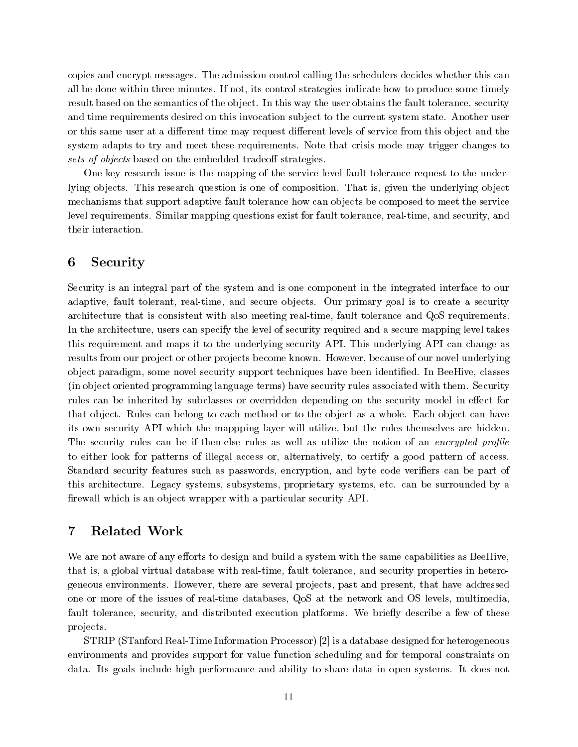copies and encrypt messages. The admission control calling the schedulers decides whether this can all be done within three minutes. If not, its control strategies indicate how to produce some timely result based on the semantics of the object. In this way the user obtains the fault tolerance, security and time requirements desired on this invocation subject to the current system state. Another user or this same user at a different time may request different levels of service from this object and the system adapts to try and meet these requirements. Note that crisis mode may trigger changes to *sets of objects* based on the embedded tradeoff strategies.

One key research issue is the mapping of the service level fault tolerance request to the underlying objects. This research question is one of composition. That is, given the underlying object mechanisms that support adaptive fault tolerance how can objects be composed to meet the service level requirements. Similar mapping questions exist for fault tolerance, real-time, and security, and their interaction.

## 6 Security

Security is an integral part of the system and is one component in the integrated interface to our adaptive, fault tolerant, real-time, and secure objects. Our primary goal is to create a security architecture that is consistent with also meeting real-time, fault tolerance and QoS requirements. In the architecture, users can specify the level of security required and a secure mapping level takes this requirement and maps it to the underlying security API. This underlying API can change as results from our project or other projects become known. However, because of our novel underlying object paradigm, some novel security support techniques have been identified. In BeeHive, classes (in object oriented programming language terms) have security rules associated with them. Security rules can be inherited by subclasses or overridden depending on the security model in effect for that object. Rules can belong to each method or to the object as a whole. Each object can have its own security API which the mappping layer will utilize, but the rules themselves are hidden. The security rules can be if-then-else rules as well as utilize the notion of an *encrypted profile* to either look for patterns of illegal access or, alternatively, to certify a good pattern of access. Standard security features such as passwords, encryption, and byte code verifiers can be part of this architecture. Legacy systems, subsystems, proprietary systems, etc. can be surrounded by a firewall which is an object wrapper with a particular security API.

## 7 Related Work

We are not aware of any efforts to design and build a system with the same capabilities as BeeHive, that is, a global virtual database with real-time, fault tolerance, and security properties in heterogeneous environments. However, there are several projects, past and present, that have addressed one or more of the issues of real-time databases, QoS at the network and OS levels, multimedia, fault tolerance, security, and distributed execution platforms. We briefly describe a few of these projects.

STRIP (STanford Real-Time Information Processor) [2] is a database designed for heterogeneous environments and provides support for value function scheduling and for temporal constraints on data. Its goals include high performance and ability to share data in open systems. It does not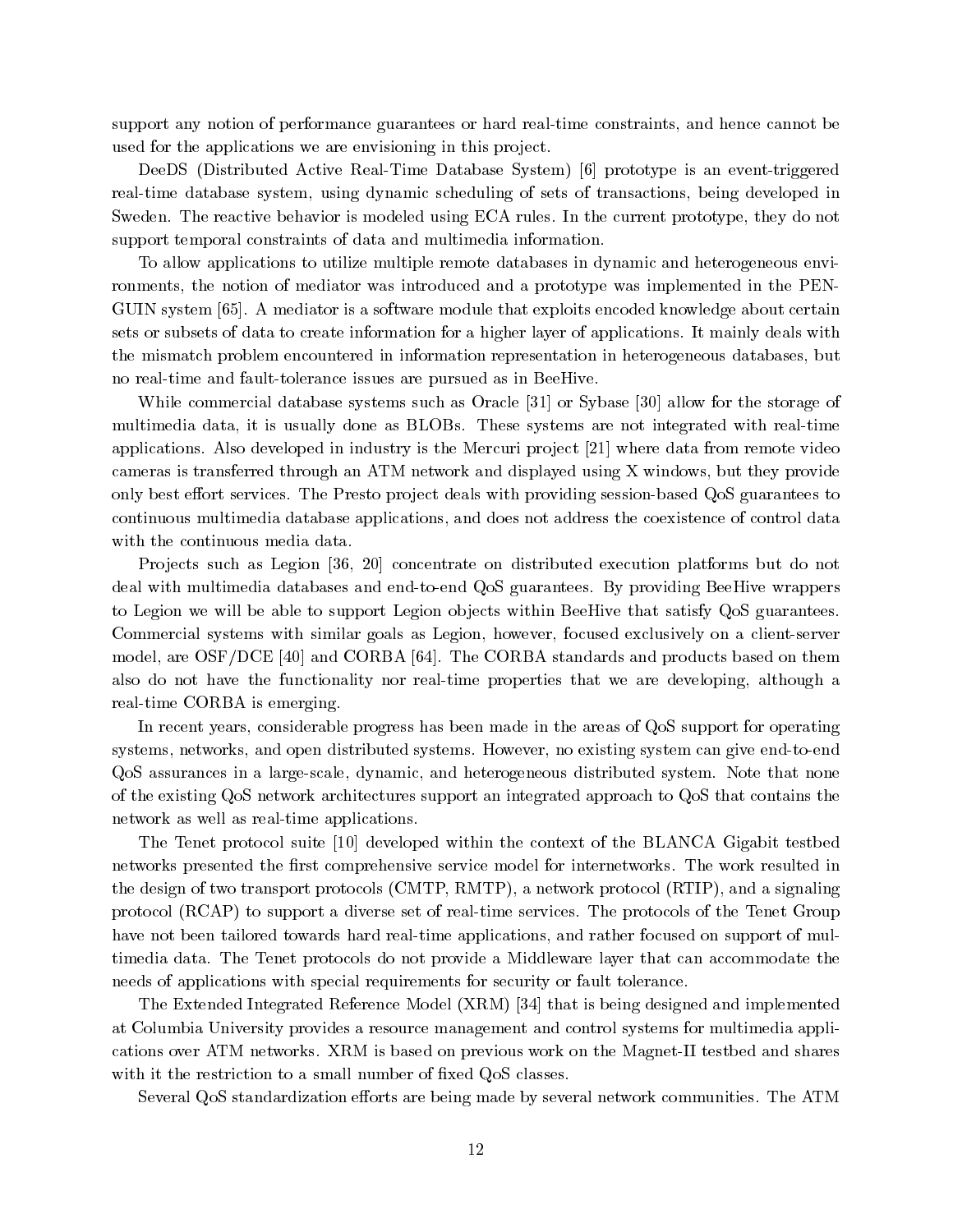support any notion of performance guarantees or hard real-time constraints, and hence cannot be used for the applications we are envisioning in this project.

DeeDS (Distributed Active Real-Time Database System) [6] prototype is an event-triggered real-time database system, using dynamic scheduling of sets of transactions, being developed in Sweden. The reactive behavior is modeled using ECA rules. In the current prototype, they do not support temporal constraints of data and multimedia information.

To allow applications to utilize multiple remote databases in dynamic and heterogeneous environments, the notion of mediator was introduced and a prototype was implemented in the PENGUIN system [65]. A mediator is a software module that exploits encoded knowledge about certain sets or subsets of data to create information for a higher layer of applications. It mainly deals with the mismatch problem encountered in information representation in heterogeneous databases, but no real-time and fault-tolerance issues are pursued as in BeeHive.

While commercial database systems such as Oracle [31] or Sybase [30] allow for the storage of multimedia data, it is usually done as BLOBs. These systems are not integrated with real-time applications. Also developed in industry is the Mercuri project [21] where data from remote video cameras is transferred through an ATM network and displayed using X windows, but they provide only best effort services. The Presto project deals with providing session-based QoS guarantees to continuous multimedia database applications, and does not address the coexistence of control data with the continuous media data.

Projects such as Legion [36, 20] concentrate on distributed execution platforms but do not deal with multimedia databases and end-to-end QoS guarantees. By providing BeeHive wrappers to Legion we will be able to support Legion objects within BeeHive that satisfy QoS guarantees. Commercial systems with similar goals as Legion, however, focused exclusively on a client-server model, are OSF/DCE [40] and CORBA [64]. The CORBA standards and products based on them also do not have the functionality nor real-time properties that we are developing, although a real-time CORBA is emerging.

In recent years, considerable progress has been made in the areas of QoS support for operating systems, networks, and open distributed systems. However, no existing system can give end-to-end QoS assurances in a large-scale, dynamic, and heterogeneous distributed system. Note that none of the existing QoS network architectures support an integrated approach to QoS that contains the network as well as real-time applications.

The Tenet protocol suite [10] developed within the context of the BLANCA Gigabit testbed networks presented the first comprehensive service model for internetworks. The work resulted in the design of two transport protocols (CMTP, RMTP), a network protocol (RTIP), and a signaling protocol (RCAP) to support a diverse set of real-time services. The protocols of the Tenet Group have not been tailored towards hard real-time applications, and rather focused on support of multimedia data. The Tenet protocols do not provide a Middleware layer that can accommodate the needs of applications with special requirements for security or fault tolerance.

The Extended Integrated Reference Model (XRM) [34] that is being designed and implemented at Columbia University provides a resource management and control systems for multimedia applications over ATM networks. XRM is based on previous work on the Magnet-II testbed and shares with it the restriction to a small number of fixed QoS classes.

Several QoS standardization efforts are being made by several network communities. The ATM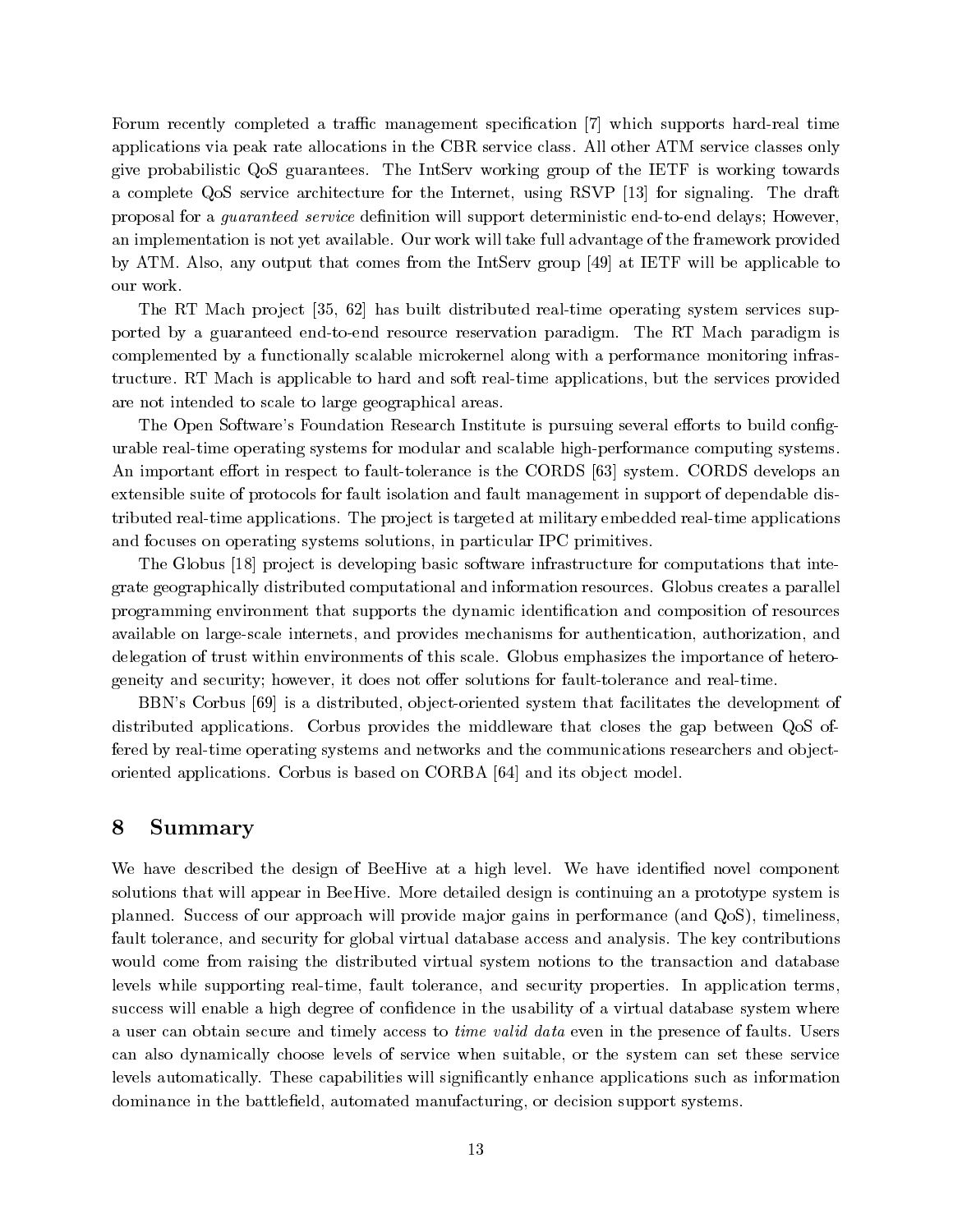Forum recently completed a traffic management specification [7] which supports hard-real time applications via peak rate allocations in the CBR service class. All other ATM service classes only give probabilistic QoS guarantees. The IntServ working group of the IETF is working towards a complete QoS service architecture for the Internet, using RSVP [13] for signaling. The draft proposal for a *guaranteed service* definition will support deterministic end-to-end delays; However, an implementation is not yet available. Our work will take full advantage of the framework provided by ATM. Also, any output that comes from the IntServ group [49] at IETF will be applicable to our work.

The RT Mach project [35, 62] has built distributed real-time operating system services supported by a guaranteed end-to-end resource reservation paradigm. The RT Mach paradigm is complemented by a functionally scalable microkernel along with a performance monitoring infrastructure. RT Mach is applicable to hard and soft real-time applications, but the services provided are not intended to scale to large geographical areas.

The Open Software's Foundation Research Institute is pursuing several efforts to build configurable real-time operating systems for modular and scalable high-performance computing systems. An important effort in respect to fault-tolerance is the CORDS [63] system. CORDS develops an extensible suite of protocols for fault isolation and fault management in support of dependable distributed real-time applications. The project is targeted at military embedded real-time applications and focuses on operating systems solutions, in particular IPC primitives.

The Globus [18] project is developing basic software infrastructure for computations that integrate geographically distributed computational and information resources. Globus creates a parallel programming environment that supports the dynamic identification and composition of resources available on large-scale internets, and provides mechanisms for authentication, authorization, and delegation of trust within environments of this scale. Globus emphasizes the importance of heterogeneity and security; however, it does not offer solutions for fault-tolerance and real-time.

BBN's Corbus [69] is a distributed, object-oriented system that facilitates the development of distributed applications. Corbus provides the middleware that closes the gap between QoS offered by real-time operating systems and networks and the communications researchers and object-oriented applications. Corbus is based on CORBA [64] and its object model.

# 8 Summary

We have described the design of BeeHive at a high level. We have identified novel component solutions that will appear in BeeHive. More detailed design is continuing an a prototype system is planned. Success of our approach will provide major gains in performance (and QoS), timeliness, fault tolerance, and security for global virtual database access and analysis. The key contributions would come from raising the distributed virtual system notions to the transaction and database levels while supporting real-time, fault tolerance, and security properties. In application terms, success will enable a high degree of confidence in the usability of a virtual database system where a user can obtain secure and timely access to *time valid data* even in the presence of faults. Users can also dynamically choose levels of service when suitable, or the system can set these service levels automatically. These capabilities will significantly enhance applications such as information dominance in the battlefield, automated manufacturing, or decision support systems.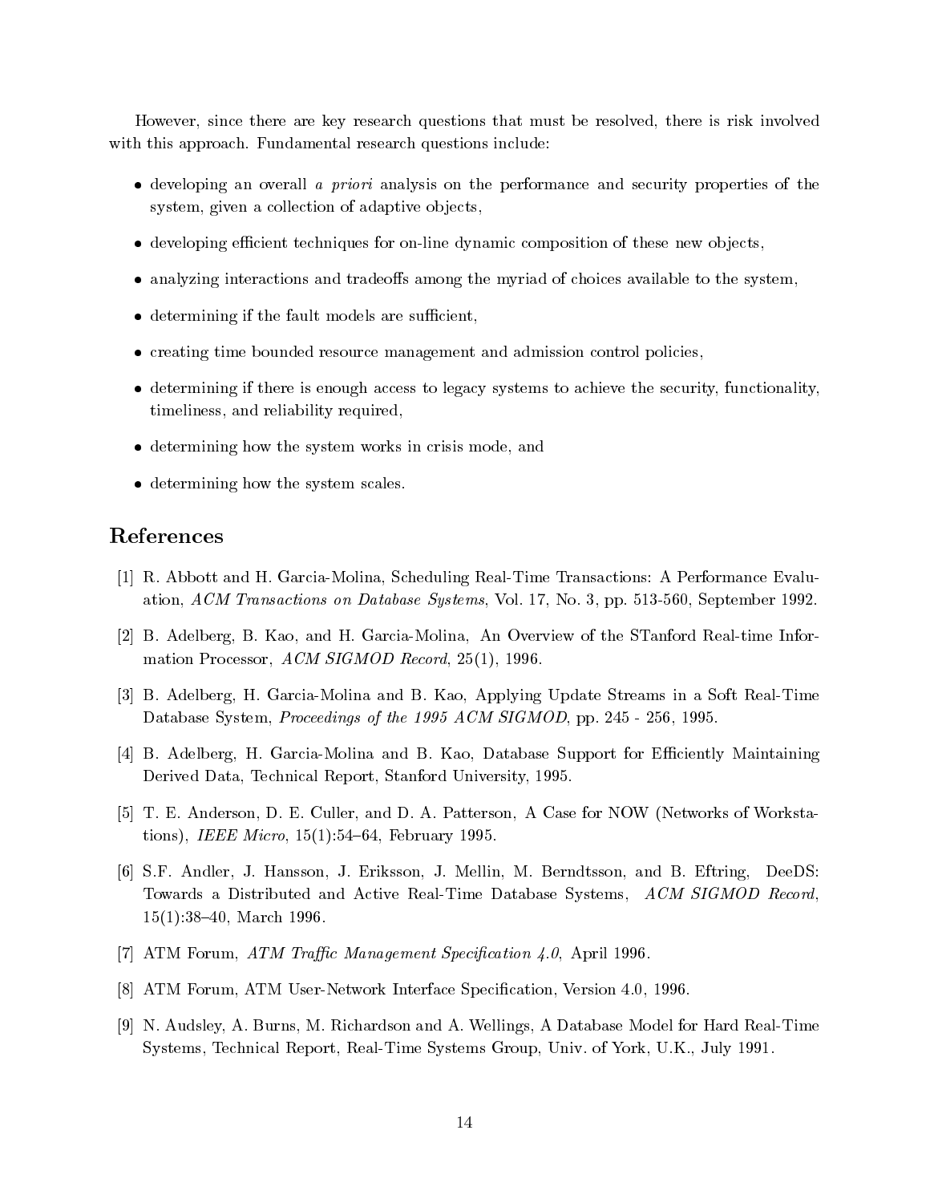However, since there are key research questions that must be resolved, there is risk involved with this approach. Fundamental research questions include:

- developing an overall *a priori* analysis on the performance and security properties of the system, given a collection of adaptive objects,
- developing efficient techniques for on-line dynamic composition of these new objects,
- analyzing interactions and tradeoffs among the myriad of choices available to the system,
- determining if the fault models are sufficient,
- creating time bounded resource management and admission control policies,
- determining if there is enough access to legacy systems to achieve the security, functionality, timeliness, and reliability required,
- determining how the system works in crisis mode, and
- determining how the system scales.

# References

[1] R. Abbott and H. Garcia-Molina, Scheduling Real-Time Transactions: A Performance Evaluation, *ACM Transactions on Database Systems*, Vol. 17, No. 3, pp. 513-560, September 1992.

[2] B. Adelberg, B. Kao, and H. Garcia-Molina, An Overview of the STanford Real-time Information Processor, *ACM SIGMOD Record*, 25(1), 1996.

[3] B. Adelberg, H. Garcia-Molina and B. Kao, Applying Update Streams in a Soft Real-Time Database System, *Proceedings of the 1995 ACM SIGMOD*, pp. 245 - 256, 1995.

[4] B. Adelberg, H. Garcia-Molina and B. Kao, Database Support for Efficiently Maintaining Derived Data, Technical Report, Stanford University, 1995.

[5] T. E. Anderson, D. E. Culler, and D. A. Patterson, A Case for NOW (Networks of Workstations), *IEEE Micro*, 15(1):54–64, February 1995.

[6] S.F. Andler, J. Hansson, J. Eriksson, J. Mellin, M. Berndtsson, and B. Eftring, DeeDS: Towards a Distributed and Active Real-Time Database Systems, *ACM SIGMOD Record*, 15(1):38–40, March 1996.

[7] ATM Forum, *ATM Traffic Management Specification 4.0*, April 1996.

[8] ATM Forum, ATM User-Network Interface Specification, Version 4.0, 1996.

[9] N. Audsley, A. Burns, M. Richardson and A. Wellings, A Database Model for Hard Real-Time Systems, Technical Report, Real-Time Systems Group, Univ. of York, U.K., July 1991.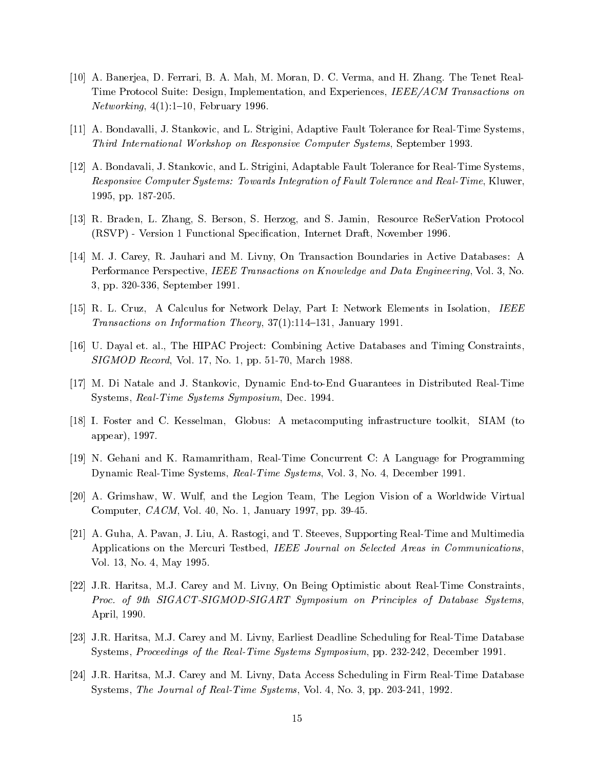[10] A. Banerjea, D. Ferrari, B. A. Mah, M. Moran, D. C. Verma, and H. Zhang. The Tenet Real-Time Protocol Suite: Design, Implementation, and Experiences, *IEEE/ACM Transactions on Networking*, 4(1):1–10, February 1996.

[11] A. Bondavalli, J. Stankovic, and L. Strigini, Adaptive Fault Tolerance for Real-Time Systems, *Third International Workshop on Responsive Computer Systems*, September 1993.

[12] A. Bondavalli, J. Stankovic, and L. Strigini, Adaptable Fault Tolerance for Real-Time Systems, *Responsive Computer Systems: Towards Integration of Fault Tolerance and Real-Time*, Kluwer, 1995, pp. 187-205.

[13] R. Braden, L. Zhang, S. Berson, S. Herzog, and S. Jamin, Resource ReSerVation Protocol (RSVP) - Version 1 Functional Specification, Internet Draft, November 1996.

[14] M. J. Carey, R. Jauhari and M. Livny, On Transaction Boundaries in Active Databases: A Performance Perspective, *IEEE Transactions on Knowledge and Data Engineering*, Vol. 3, No. 3, pp. 320-336, September 1991.

[15] R. L. Cruz, A Calculus for Network Delay, Part I: Network Elements in Isolation, *IEEE Transactions on Information Theory*, 37(1):114–131, January 1991.

[16] U. Dayal et. al., The HIPAC Project: Combining Active Databases and Timing Constraints, *SIGMOD Record*, Vol. 17, No. 1, pp. 51-70, March 1988.

[17] M. Di Natale and J. Stankovic, Dynamic End-to-End Guarantees in Distributed Real-Time Systems, *Real-Time Systems Symposium*, Dec. 1994.

[18] I. Foster and C. Kesselman, Globus: A metacomputing infrastructure toolkit, SIAM (to appear), 1997.

[19] N. Gehani and K. Ramamritham, Real-Time Concurrent C: A Language for Programming Dynamic Real-Time Systems, *Real-Time Systems*, Vol. 3, No. 4, December 1991.

[20] A. Grimshaw, W. Wulf, and the Legion Team, The Legion Vision of a Worldwide Virtual Computer, *CACM*, Vol. 40, No. 1, January 1997, pp. 39-45.

[21] A. Guha, A. Pavan, J. Liu, A. Rastogi, and T. Steeves, Supporting Real-Time and Multimedia Applications on the Mercuri Testbed, *IEEE Journal on Selected Areas in Communications*, Vol. 13, No. 4, May 1995.

[22] J.R. Haritsa, M.J. Carey and M. Livny, On Being Optimistic about Real-Time Constraints, *Proc. of 9th SIGACT-SIGMOD-SIGART Symposium on Principles of Database Systems*, April, 1990.

[23] J.R. Haritsa, M.J. Carey and M. Livny, Earliest Deadline Scheduling for Real-Time Database Systems, *Proceedings of the Real-Time Systems Symposium*, pp. 232-242, December 1991.

[24] J.R. Haritsa, M.J. Carey and M. Livny, Data Access Scheduling in Firm Real-Time Database Systems, *The Journal of Real-Time Systems*, Vol. 4, No. 3, pp. 203-241, 1992.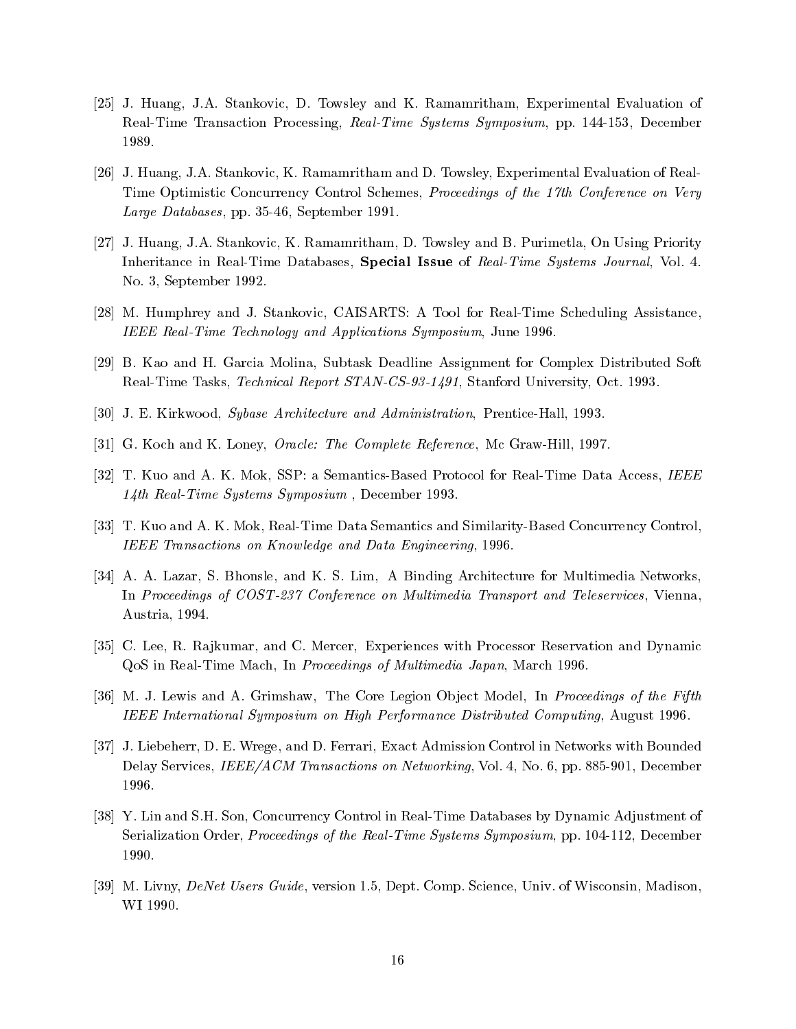[25] J. Huang, J.A. Stankovic, D. Towsley and K. Ramamritham, Experimental Evaluation of Real-Time Transaction Processing, *Real-Time Systems Symposium*, pp. 144-153, December 1989.

[26] J. Huang, J.A. Stankovic, K. Ramamritham and D. Towsley, Experimental Evaluation of Real-Time Optimistic Concurrency Control Schemes, *Proceedings of the 17th Conference on Very Large Databases*, pp. 35-46, September 1991.

[27] J. Huang, J.A. Stankovic, K. Ramamritham, D. Towsley and B. Purimetla, On Using Priority Inheritance in Real-Time Databases, **Special Issue** of *Real-Time Systems Journal*, Vol. 4. No. 3, September 1992.

[28] M. Humphrey and J. Stankovic, CAISARTS: A Tool for Real-Time Scheduling Assistance, *IEEE Real-Time Technology and Applications Symposium*, June 1996.

[29] B. Kao and H. Garcia Molina, Subtask Deadline Assignment for Complex Distributed Soft Real-Time Tasks, *Technical Report STAN-CS-93-1491*, Stanford University, Oct. 1993.

[30] J. E. Kirkwood, *Sybase Architecture and Administration*, Prentice-Hall, 1993.

[31] G. Koch and K. Loney, *Oracle: The Complete Reference*, Mc Graw-Hill, 1997.

[32] T. Kuo and A. K. Mok, SSP: a Semantics-Based Protocol for Real-Time Data Access, *IEEE 14th Real-Time Systems Symposium* , December 1993.

[33] T. Kuo and A. K. Mok, Real-Time Data Semantics and Similarity-Based Concurrency Control, *IEEE Transactions on Knowledge and Data Engineering*, 1996.

[34] A. A. Lazar, S. Bhonsle, and K. S. Lim, A Binding Architecture for Multimedia Networks, In *Proceedings of COST-237 Conference on Multimedia Transport and Teleservices*, Vienna, Austria, 1994.

[35] C. Lee, R. Rajkumar, and C. Mercer, Experiences with Processor Reservation and Dynamic QoS in Real-Time Mach, In *Proceedings of Multimedia Japan*, March 1996.

[36] M. J. Lewis and A. Grimshaw, The Core Legion Object Model, In *Proceedings of the Fifth IEEE International Symposium on High Performance Distributed Computing*, August 1996.

[37] J. Liebeherr, D. E. Wrege, and D. Ferrari, Exact Admission Control in Networks with Bounded Delay Services, *IEEE/ACM Transactions on Networking*, Vol. 4, No. 6, pp. 885-901, December 1996.

[38] Y. Lin and S.H. Son, Concurrency Control in Real-Time Databases by Dynamic Adjustment of Serialization Order, *Proceedings of the Real-Time Systems Symposium*, pp. 104-112, December 1990.

[39] M. Livny, *DeNet Users Guide*, version 1.5, Dept. Comp. Science, Univ. of Wisconsin, Madison, WI 1990.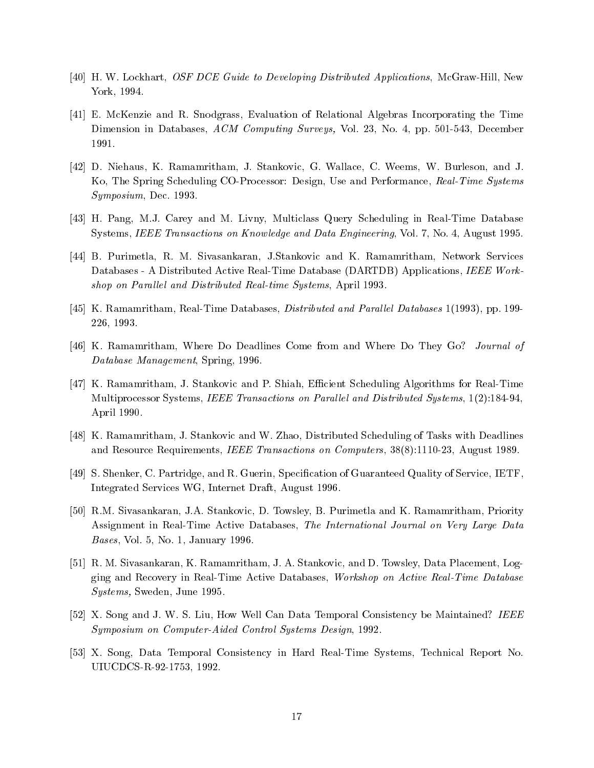[40] H. W. Lockhart, *OSF DCE Guide to Developing Distributed Applications*, McGraw-Hill, New York, 1994.

[41] E. McKenzie and R. Snodgrass, Evaluation of Relational Algebras Incorporating the Time Dimension in Databases, *ACM Computing Surveys,* Vol. 23, No. 4, pp. 501-543, December 1991.

[42] D. Niehaus, K. Ramamritham, J. Stankovic, G. Wallace, C. Weems, W. Burleson, and J. Ko, The Spring Scheduling CO-Processor: Design, Use and Performance, *Real-Time Systems Symposium*, Dec. 1993.

[43] H. Pang, M.J. Carey and M. Livny, Multiclass Query Scheduling in Real-Time Database Systems, *IEEE Transactions on Knowledge and Data Engineering*, Vol. 7, No. 4, August 1995.

[44] B. Purimetla, R. M. Sivasankaran, J.Stankovic and K. Ramamritham, Network Services Databases - A Distributed Active Real-Time Database (DARTDB) Applications, *IEEE Workshop on Parallel and Distributed Real-time Systems*, April 1993.

[45] K. Ramamritham, Real-Time Databases, *Distributed and Parallel Databases* 1(1993), pp. 199-226, 1993.

[46] K. Ramamritham, Where Do Deadlines Come from and Where Do They Go? *Journal of Database Management*, Spring, 1996.

[47] K. Ramamritham, J. Stankovic and P. Shiah, Efficient Scheduling Algorithms for Real-Time Multiprocessor Systems, *IEEE Transactions on Parallel and Distributed Systems*, 1(2):184-94, April 1990.

[48] K. Ramamritham, J. Stankovic and W. Zhao, Distributed Scheduling of Tasks with Deadlines and Resource Requirements, *IEEE Transactions on Computers*, 38(8):1110-23, August 1989.

[49] S. Shenker, C. Partridge, and R. Guerin, Specification of Guaranteed Quality of Service, IETF, Integrated Services WG, Internet Draft, August 1996.

[50] R.M. Sivasankaran, J.A. Stankovic, D. Towsley, B. Purimetla and K. Ramamritham, Priority Assignment in Real-Time Active Databases, *The International Journal on Very Large Data Bases*, Vol. 5, No. 1, January 1996.

[51] R. M. Sivasankaran, K. Ramamritham, J. A. Stankovic, and D. Towsley, Data Placement, Logging and Recovery in Real-Time Active Databases, *Workshop on Active Real-Time Database Systems,* Sweden, June 1995.

[52] X. Song and J. W. S. Liu, How Well Can Data Temporal Consistency be Maintained? *IEEE Symposium on Computer-Aided Control Systems Design*, 1992.

[53] X. Song, Data Temporal Consistency in Hard Real-Time Systems, Technical Report No. UIUCDCS-R-92-1753, 1992.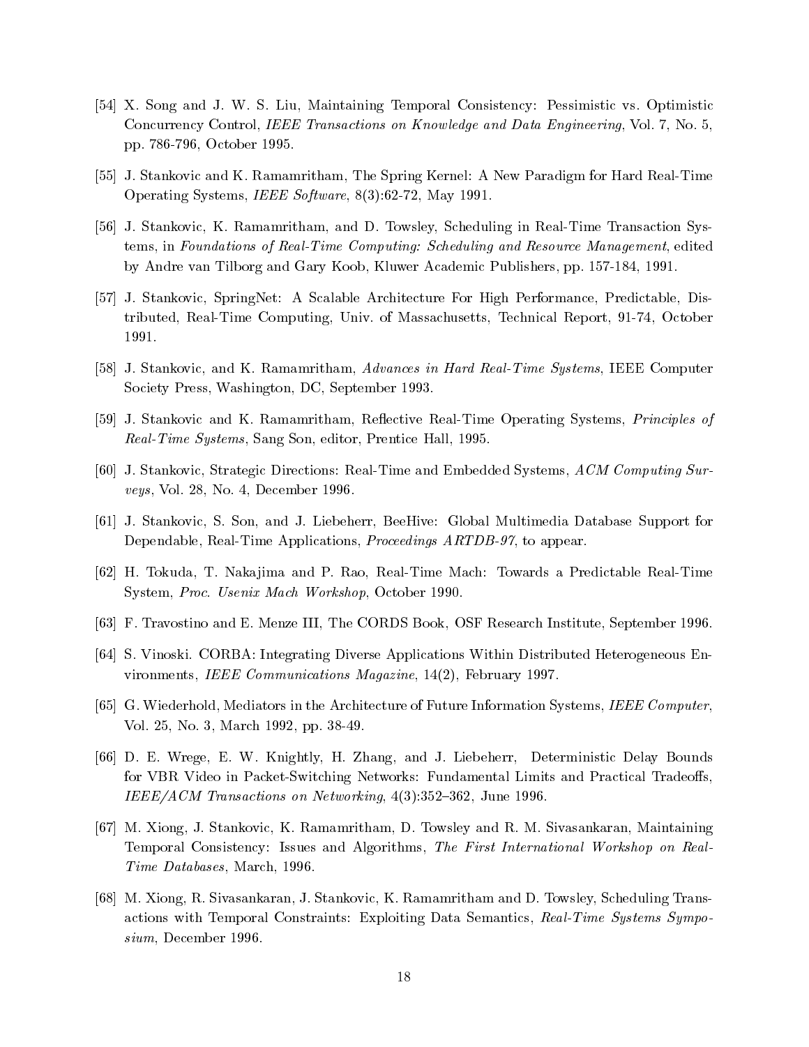[54] X. Song and J. W. S. Liu, Maintaining Temporal Consistency: Pessimistic vs. Optimistic Concurrency Control, *IEEE Transactions on Knowledge and Data Engineering*, Vol. 7, No. 5, pp. 786-796, October 1995.

[55] J. Stankovic and K. Ramamritham, The Spring Kernel: A New Paradigm for Hard Real-Time Operating Systems, *IEEE Software*, 8(3):62-72, May 1991.

[56] J. Stankovic, K. Ramamritham, and D. Towsley, Scheduling in Real-Time Transaction Systems, in *Foundations of Real-Time Computing: Scheduling and Resource Management*, edited by Andre van Tilborg and Gary Koob, Kluwer Academic Publishers, pp. 157-184, 1991.

[57] J. Stankovic, SpringNet: A Scalable Architecture For High Performance, Predictable, Distributed, Real-Time Computing, Univ. of Massachusetts, Technical Report, 91-74, October 1991.

[58] J. Stankovic, and K. Ramamritham, *Advances in Hard Real-Time Systems*, IEEE Computer Society Press, Washington, DC, September 1993.

[59] J. Stankovic and K. Ramamritham, Reflective Real-Time Operating Systems, *Principles of Real-Time Systems*, Sang Son, editor, Prentice Hall, 1995.

[60] J. Stankovic, Strategic Directions: Real-Time and Embedded Systems, *ACM Computing Surveys*, Vol. 28, No. 4, December 1996.

[61] J. Stankovic, S. Son, and J. Liebeherr, BeeHive: Global Multimedia Database Support for Dependable, Real-Time Applications, *Proceedings ARTDB-97*, to appear.

[62] H. Tokuda, T. Nakajima and P. Rao, Real-Time Mach: Towards a Predictable Real-Time System, *Proc. Usenix Mach Workshop*, October 1990.

[63] F. Travostino and E. Menze III, The CORDS Book, OSF Research Institute, September 1996.

[64] S. Vinoski. CORBA: Integrating Diverse Applications Within Distributed Heterogeneous Environments, *IEEE Communications Magazine*, 14(2), February 1997.

[65] G. Wiederhold, Mediators in the Architecture of Future Information Systems, *IEEE Computer*, Vol. 25, No. 3, March 1992, pp. 38-49.

[66] D. E. Wrege, E. W. Knightly, H. Zhang, and J. Liebeherr, Deterministic Delay Bounds for VBR Video in Packet-Switching Networks: Fundamental Limits and Practical Tradeoffs, *IEEE/ACM Transactions on Networking*, 4(3):352–362, June 1996.

[67] M. Xiong, J. Stankovic, K. Ramamritham, D. Towsley and R. M. Sivasankaran, Maintaining Temporal Consistency: Issues and Algorithms, *The First International Workshop on Real-Time Databases*, March, 1996.

[68] M. Xiong, R. Sivasankaran, J. Stankovic, K. Ramamritham and D. Towsley, Scheduling Transactions with Temporal Constraints: Exploiting Data Semantics, *Real-Time Systems Symposium*, December 1996.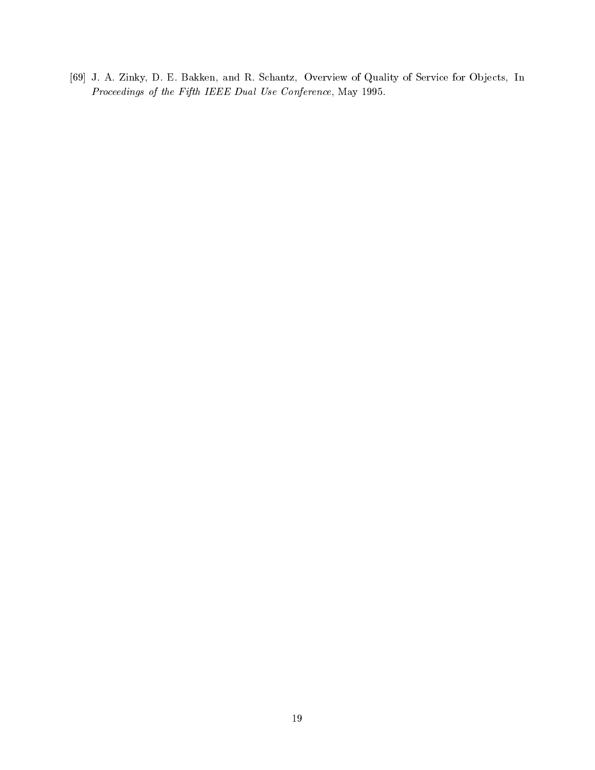[69] J. A. Zinky, D. E. Bakken, and R. Schantz, Overview of Quality of Service for Objects, In *Proceedings of the Fifth IEEE Dual Use Conference*, May 1995.